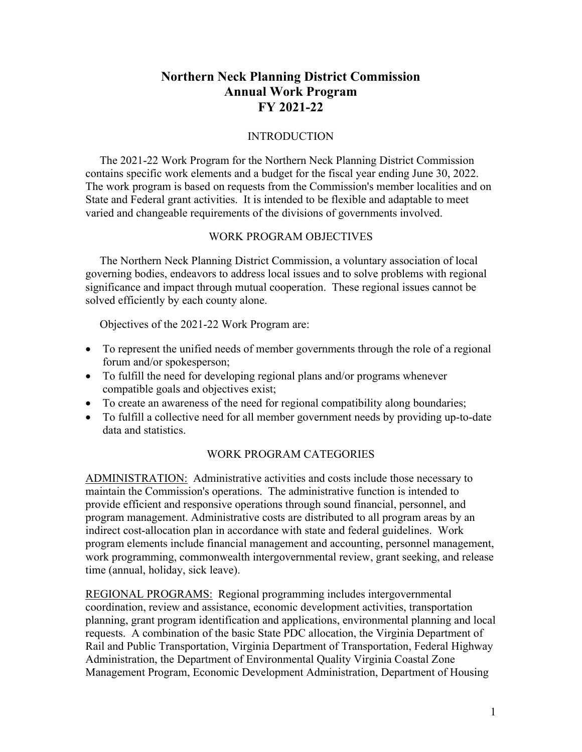# Northern Neck Planning District Commission
# Annual Work Program
# FY 2021-22

## INTRODUCTION

The 2021-22 Work Program for the Northern Neck Planning District Commission contains specific work elements and a budget for the fiscal year ending June 30, 2022. The work program is based on requests from the Commission's member localities and on State and Federal grant activities. It is intended to be flexible and adaptable to meet varied and changeable requirements of the divisions of governments involved.

## WORK PROGRAM OBJECTIVES

The Northern Neck Planning District Commission, a voluntary association of local governing bodies, endeavors to address local issues and to solve problems with regional significance and impact through mutual cooperation. These regional issues cannot be solved efficiently by each county alone.

Objectives of the 2021-22 Work Program are:

- To represent the unified needs of member governments through the role of a regional forum and/or spokesperson;
- To fulfill the need for developing regional plans and/or programs whenever compatible goals and objectives exist;
- To create an awareness of the need for regional compatibility along boundaries;
- To fulfill a collective need for all member government needs by providing up-to-date data and statistics.

## WORK PROGRAM CATEGORIES

ADMINISTRATION: Administrative activities and costs include those necessary to maintain the Commission's operations. The administrative function is intended to provide efficient and responsive operations through sound financial, personnel, and program management. Administrative costs are distributed to all program areas by an indirect cost-allocation plan in accordance with state and federal guidelines. Work program elements include financial management and accounting, personnel management, work programming, commonwealth intergovernmental review, grant seeking, and release time (annual, holiday, sick leave).

REGIONAL PROGRAMS: Regional programming includes intergovernmental coordination, review and assistance, economic development activities, transportation planning, grant program identification and applications, environmental planning and local requests. A combination of the basic State PDC allocation, the Virginia Department of Rail and Public Transportation, Virginia Department of Transportation, Federal Highway Administration, the Department of Environmental Quality Virginia Coastal Zone Management Program, Economic Development Administration, Department of Housing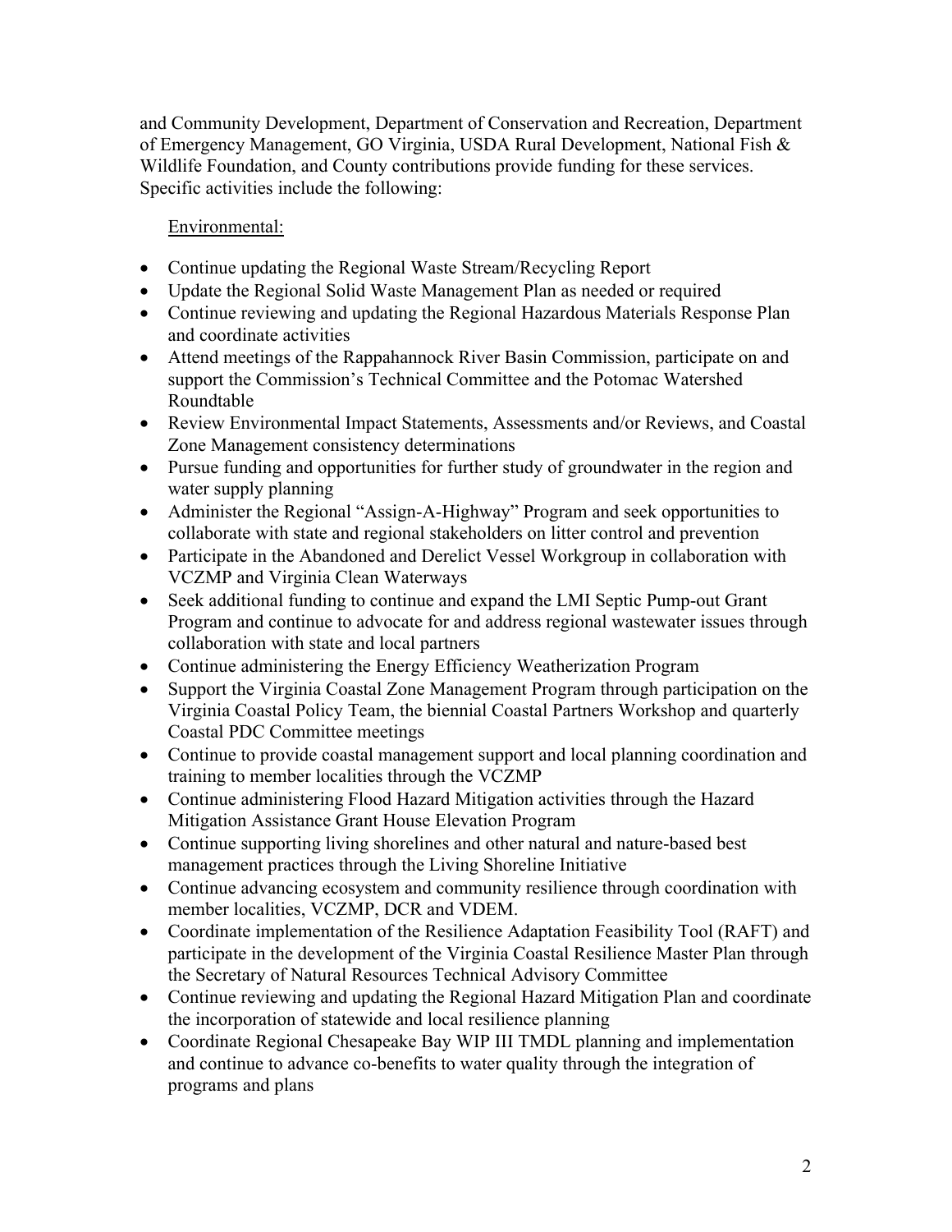and Community Development, Department of Conservation and Recreation, Department of Emergency Management, GO Virginia, USDA Rural Development, National Fish & Wildlife Foundation, and County contributions provide funding for these services. Specific activities include the following:

Environmental:

- Continue updating the Regional Waste Stream/Recycling Report
- Update the Regional Solid Waste Management Plan as needed or required
- Continue reviewing and updating the Regional Hazardous Materials Response Plan and coordinate activities
- Attend meetings of the Rappahannock River Basin Commission, participate on and support the Commission's Technical Committee and the Potomac Watershed Roundtable
- Review Environmental Impact Statements, Assessments and/or Reviews, and Coastal Zone Management consistency determinations
- Pursue funding and opportunities for further study of groundwater in the region and water supply planning
- Administer the Regional "Assign-A-Highway" Program and seek opportunities to collaborate with state and regional stakeholders on litter control and prevention
- Participate in the Abandoned and Derelict Vessel Workgroup in collaboration with VCZMP and Virginia Clean Waterways
- Seek additional funding to continue and expand the LMI Septic Pump-out Grant Program and continue to advocate for and address regional wastewater issues through collaboration with state and local partners
- Continue administering the Energy Efficiency Weatherization Program
- Support the Virginia Coastal Zone Management Program through participation on the Virginia Coastal Policy Team, the biennial Coastal Partners Workshop and quarterly Coastal PDC Committee meetings
- Continue to provide coastal management support and local planning coordination and training to member localities through the VCZMP
- Continue administering Flood Hazard Mitigation activities through the Hazard Mitigation Assistance Grant House Elevation Program
- Continue supporting living shorelines and other natural and nature-based best management practices through the Living Shoreline Initiative
- Continue advancing ecosystem and community resilience through coordination with member localities, VCZMP, DCR and VDEM.
- Coordinate implementation of the Resilience Adaptation Feasibility Tool (RAFT) and participate in the development of the Virginia Coastal Resilience Master Plan through the Secretary of Natural Resources Technical Advisory Committee
- Continue reviewing and updating the Regional Hazard Mitigation Plan and coordinate the incorporation of statewide and local resilience planning
- Coordinate Regional Chesapeake Bay WIP III TMDL planning and implementation and continue to advance co-benefits to water quality through the integration of programs and plans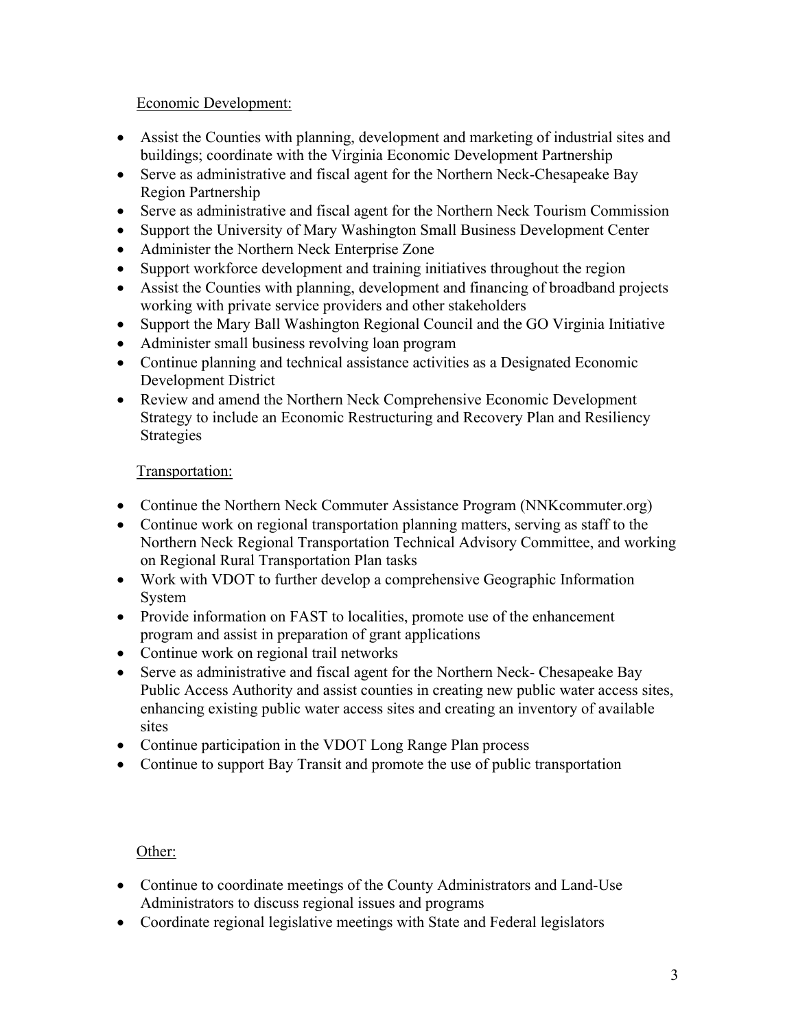Economic Development:

- Assist the Counties with planning, development and marketing of industrial sites and buildings; coordinate with the Virginia Economic Development Partnership
- Serve as administrative and fiscal agent for the Northern Neck-Chesapeake Bay Region Partnership
- Serve as administrative and fiscal agent for the Northern Neck Tourism Commission
- Support the University of Mary Washington Small Business Development Center
- Administer the Northern Neck Enterprise Zone
- Support workforce development and training initiatives throughout the region
- Assist the Counties with planning, development and financing of broadband projects working with private service providers and other stakeholders
- Support the Mary Ball Washington Regional Council and the GO Virginia Initiative
- Administer small business revolving loan program
- Continue planning and technical assistance activities as a Designated Economic Development District
- Review and amend the Northern Neck Comprehensive Economic Development Strategy to include an Economic Restructuring and Recovery Plan and Resiliency Strategies

Transportation:

- Continue the Northern Neck Commuter Assistance Program (NNKcommuter.org)
- Continue work on regional transportation planning matters, serving as staff to the Northern Neck Regional Transportation Technical Advisory Committee, and working on Regional Rural Transportation Plan tasks
- Work with VDOT to further develop a comprehensive Geographic Information System
- Provide information on FAST to localities, promote use of the enhancement program and assist in preparation of grant applications
- Continue work on regional trail networks
- Serve as administrative and fiscal agent for the Northern Neck- Chesapeake Bay Public Access Authority and assist counties in creating new public water access sites, enhancing existing public water access sites and creating an inventory of available sites
- Continue participation in the VDOT Long Range Plan process
- Continue to support Bay Transit and promote the use of public transportation

Other:

- Continue to coordinate meetings of the County Administrators and Land-Use Administrators to discuss regional issues and programs
- Coordinate regional legislative meetings with State and Federal legislators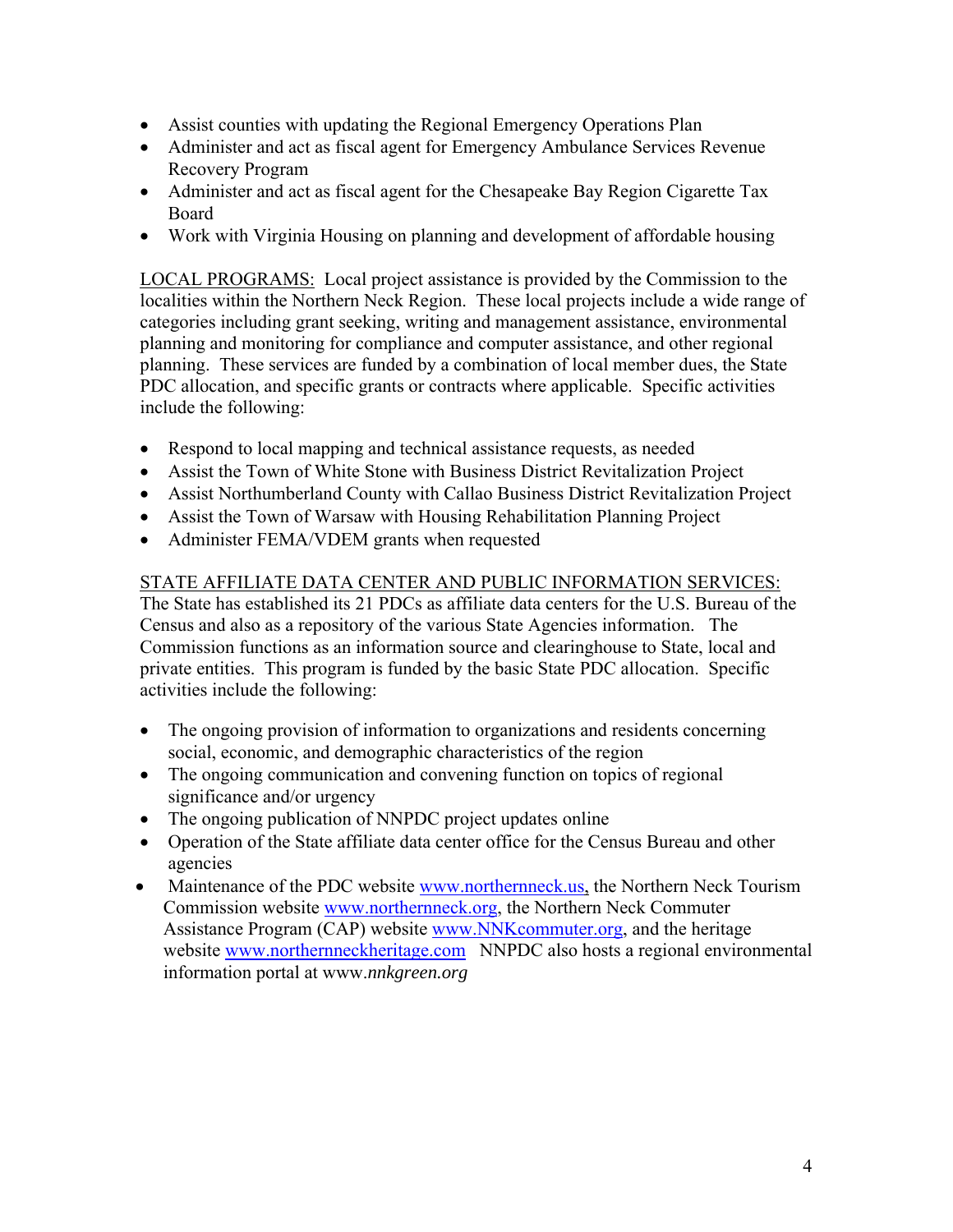- Assist counties with updating the Regional Emergency Operations Plan
- Administer and act as fiscal agent for Emergency Ambulance Services Revenue Recovery Program
- Administer and act as fiscal agent for the Chesapeake Bay Region Cigarette Tax Board
- Work with Virginia Housing on planning and development of affordable housing

LOCAL PROGRAMS: Local project assistance is provided by the Commission to the localities within the Northern Neck Region. These local projects include a wide range of categories including grant seeking, writing and management assistance, environmental planning and monitoring for compliance and computer assistance, and other regional planning. These services are funded by a combination of local member dues, the State PDC allocation, and specific grants or contracts where applicable. Specific activities include the following:

- Respond to local mapping and technical assistance requests, as needed
- Assist the Town of White Stone with Business District Revitalization Project
- Assist Northumberland County with Callao Business District Revitalization Project
- Assist the Town of Warsaw with Housing Rehabilitation Planning Project
- Administer FEMA/VDEM grants when requested

STATE AFFILIATE DATA CENTER AND PUBLIC INFORMATION SERVICES: The State has established its 21 PDCs as affiliate data centers for the U.S. Bureau of the Census and also as a repository of the various State Agencies information. The Commission functions as an information source and clearinghouse to State, local and private entities. This program is funded by the basic State PDC allocation. Specific activities include the following:

- The ongoing provision of information to organizations and residents concerning social, economic, and demographic characteristics of the region
- The ongoing communication and convening function on topics of regional significance and/or urgency
- The ongoing publication of NNPDC project updates online
- Operation of the State affiliate data center office for the Census Bureau and other agencies
- Maintenance of the PDC website www.northernneck.us, the Northern Neck Tourism Commission website www.northernneck.org, the Northern Neck Commuter Assistance Program (CAP) website www.NNKcommuter.org, and the heritage website www.northernneckheritage.com NNPDC also hosts a regional environmental information portal at www.*nnkgreen.org*